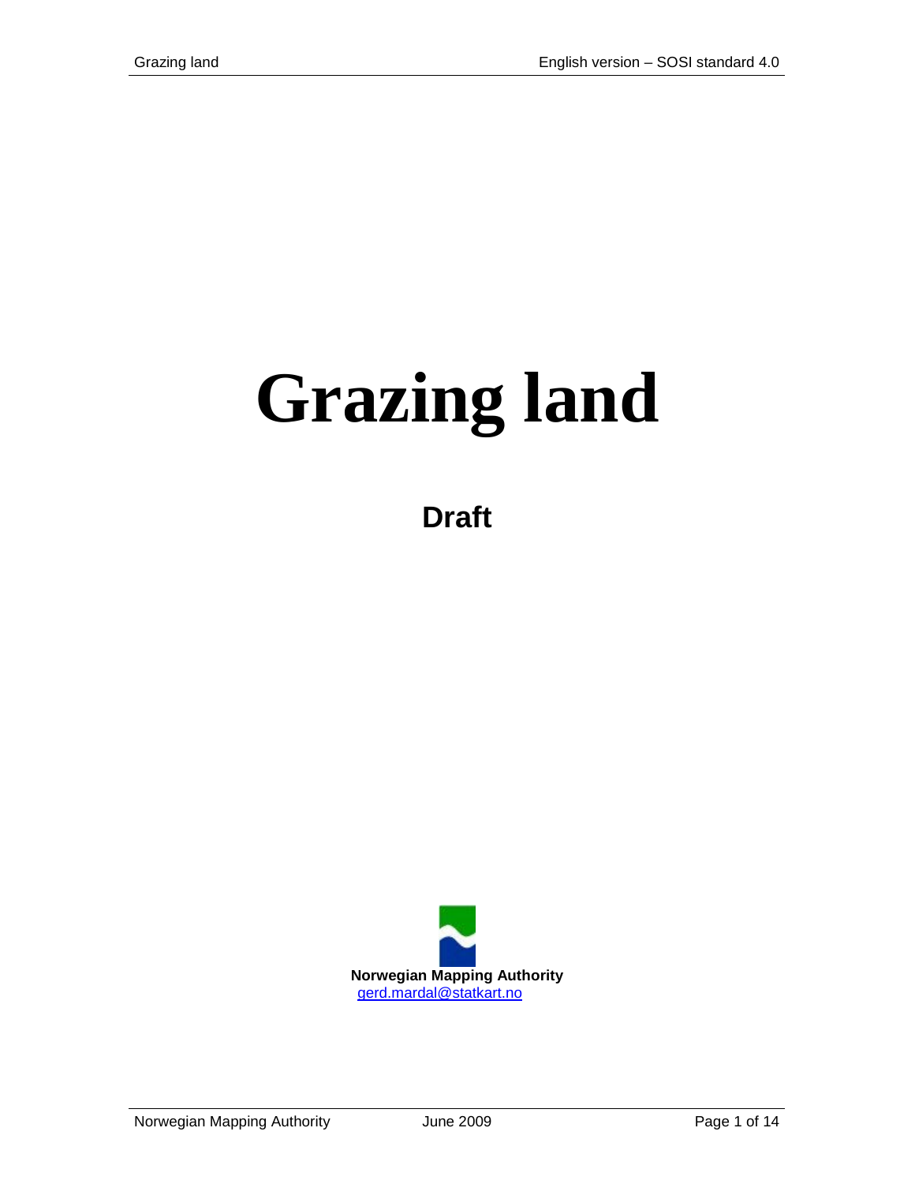# Grazing land

**Draft**

**Norwegian Mapping Authority**
gerd.mardal@statkart.no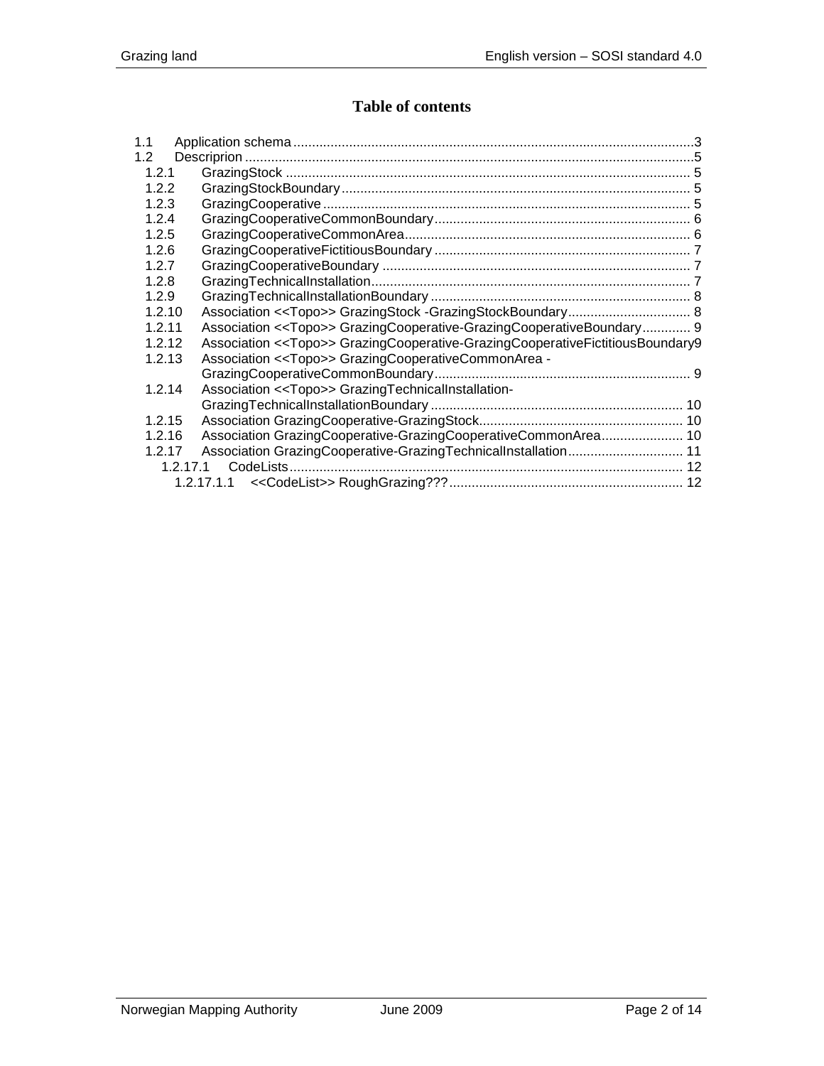# Table of contents

- 1.1 Application schema ... 3
- 1.2 Descriprion ... 5
  - 1.2.1 GrazingStock ... 5
  - 1.2.2 GrazingStockBoundary ... 5
  - 1.2.3 GrazingCooperative ... 5
  - 1.2.4 GrazingCooperativeCommonBoundary ... 6
  - 1.2.5 GrazingCooperativeCommonArea ... 6
  - 1.2.6 GrazingCooperativeFictitiousBoundary ... 7
  - 1.2.7 GrazingCooperativeBoundary ... 7
  - 1.2.8 GrazingTechnicalInstallation ... 7
  - 1.2.9 GrazingTechnicalInstallationBoundary ... 8
  - 1.2.10 Association <<Topo>> GrazingStock -GrazingStockBoundary ... 8
  - 1.2.11 Association <<Topo>> GrazingCooperative-GrazingCooperativeBoundary ... 9
  - 1.2.12 Association <<Topo>> GrazingCooperative-GrazingCooperativeFictitiousBoundary ... 9
  - 1.2.13 Association <<Topo>> GrazingCooperativeCommonArea - GrazingCooperativeCommonBoundary ... 9
  - 1.2.14 Association <<Topo>> GrazingTechnicalInstallation- GrazingTechnicalInstallationBoundary ... 10
  - 1.2.15 Association GrazingCooperative-GrazingStock ... 10
  - 1.2.16 Association GrazingCooperative-GrazingCooperativeCommonArea ... 10
  - 1.2.17 Association GrazingCooperative-GrazingTechnicalInstallation ... 11
    - 1.2.17.1 CodeLists ... 12
      - 1.2.17.1.1 <<CodeList>> RoughGrazing??? ... 12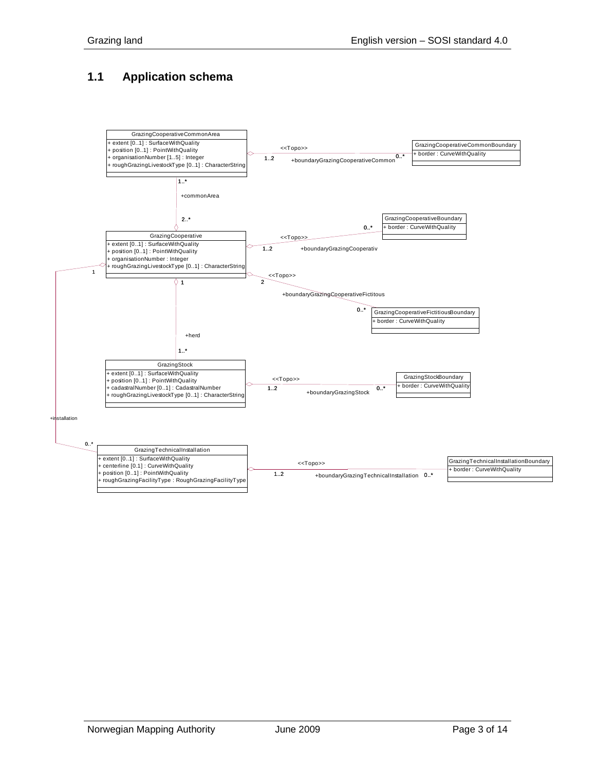## 1.1 Application schema

GrazingCooperativeCommonArea
+ extent [0..1] : SurfaceWithQuality
+ position [0..1] : PointWithQuality
+ organisationNumber [1..5] : Integer
+ roughGrazingLivestockType [0..1] : CharacterString

<<Topo>> 1..2 +boundaryGrazingCooperativeCommon 0..*

GrazingCooperativeCommonBoundary
+ border : CurveWithQuality

1..* +commonArea 2..*

GrazingCooperativeBoundary
+ border : CurveWithQuality

0..* <<Topo>> 1..2 +boundaryGrazingCooperativ

GrazingCooperative
+ extent [0..1] : SurfaceWithQuality
+ position [0..1] : PointWithQuality
+ organisationNumber : Integer
+ roughGrazingLivestockType [0..1] : CharacterString

1 <<Topo>> 2 1

+boundaryGrazingCooperativeFictitous

0..*

GrazingCooperativeFictitiousBoundary
+ border : CurveWithQuality

+herd

1..*

GrazingStock
+ extent [0..1] : SurfaceWithQuality
+ position [0..1] : PointWithQuality
+ cadastralNumber [0..1] : CadastralNumber
+ roughGrazingLivestockType [0..1] : CharacterString

<<Topo>> 1..2 +boundaryGrazingStock 0..*

GrazingStockBoundary
+ border : CurveWithQuality

+installation

0..*

GrazingTechnicalInstallation
+ extent [0..1] : SurfaceWithQuality
+ centerline [0..1] : CurveWithQuality
+ position [0..1] : PointWithQuality
+ roughGrazingFacilityType : RoughGrazingFacilityType

<<Topo>> 1..2 +boundaryGrazingTechnicalInstallation 0..*

GrazingTechnicalInstallationBoundary
+ border : CurveWithQuality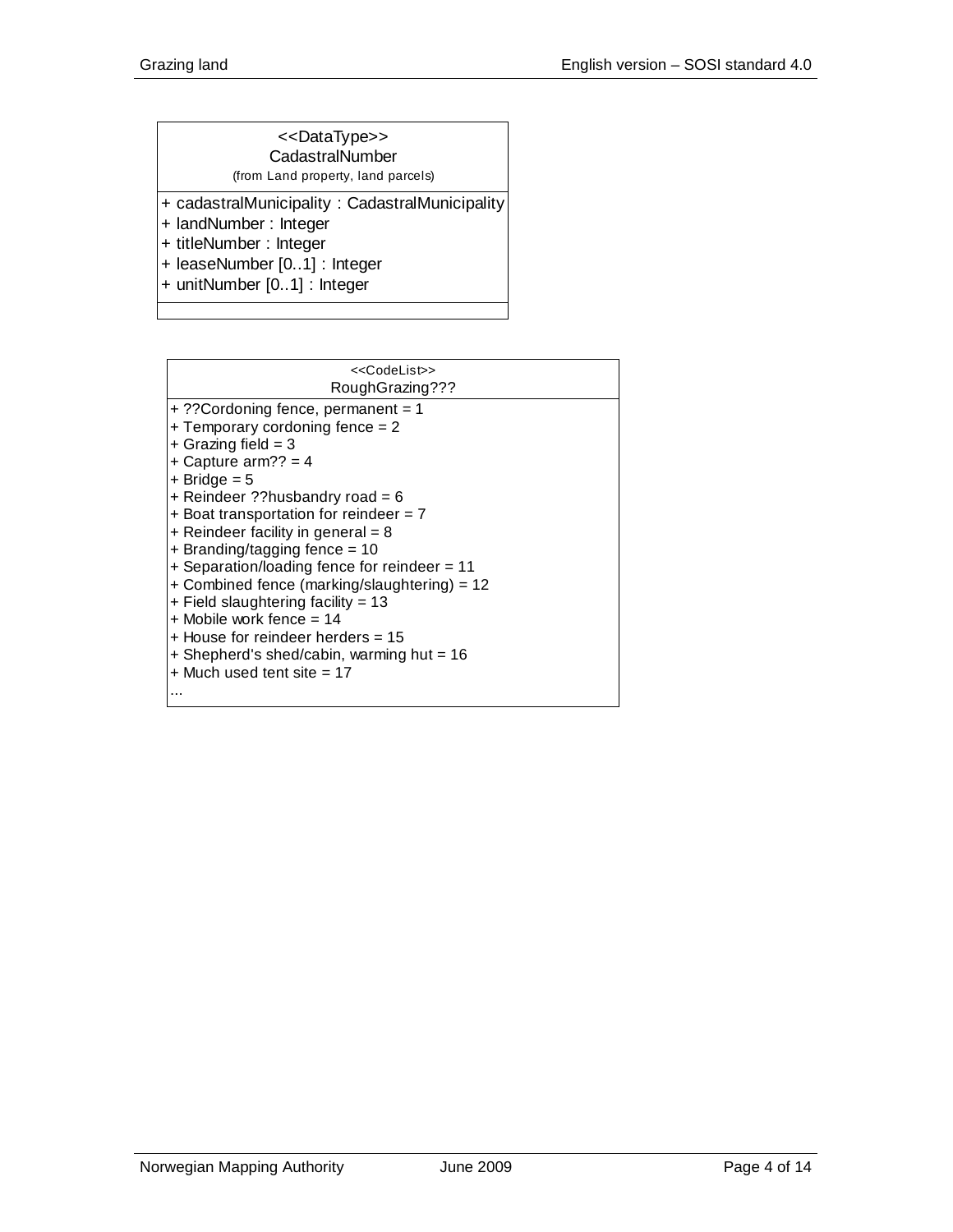<<DataType>>
**CadastralNumber**
(from Land property, land parcels)

+ cadastralMunicipality : CadastralMunicipality
+ landNumber : Integer
+ titleNumber : Integer
+ leaseNumber [0..1] : Integer
+ unitNumber [0..1] : Integer

<<CodeList>>
**RoughGrazing???**

+ ??Cordoning fence, permanent = 1
+ Temporary cordoning fence = 2
+ Grazing field = 3
+ Capture arm?? = 4
+ Bridge = 5
+ Reindeer ??husbandry road = 6
+ Boat transportation for reindeer = 7
+ Reindeer facility in general = 8
+ Branding/tagging fence = 10
+ Separation/loading fence for reindeer = 11
+ Combined fence (marking/slaughtering) = 12
+ Field slaughtering facility = 13
+ Mobile work fence = 14
+ House for reindeer herders = 15
+ Shepherd's shed/cabin, warming hut = 16
+ Much used tent site = 17
...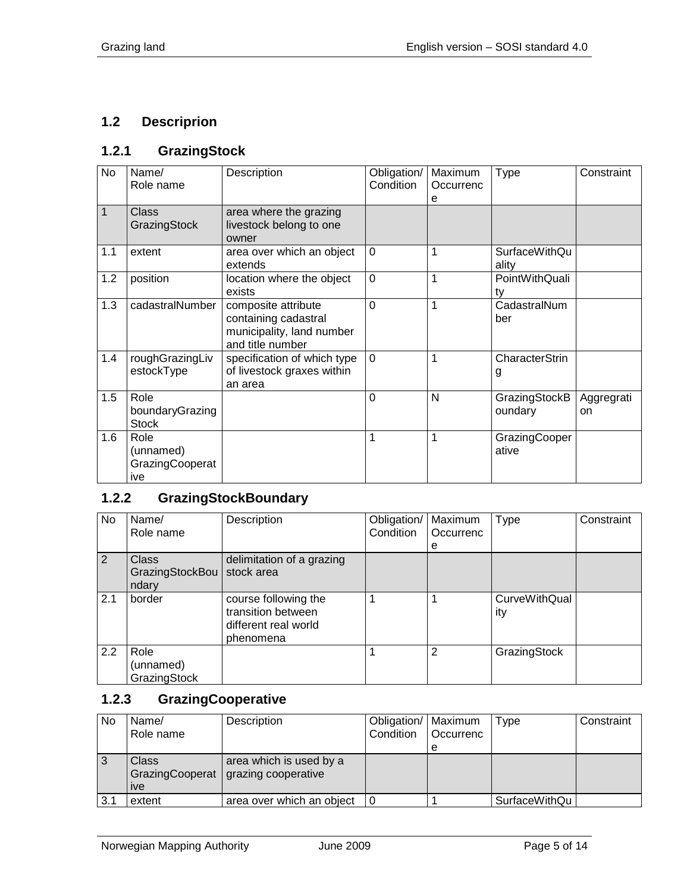## 1.2 Descriprion

### 1.2.1 GrazingStock

| No | Name/ Role name | Description | Obligation/ Condition | Maximum Occurrence | Type | Constraint |
|---|---|---|---|---|---|---|
| 1 | Class GrazingStock | area where the grazing livestock belong to one owner | | | | |
| 1.1 | extent | area over which an object extends | 0 | 1 | SurfaceWithQuality | |
| 1.2 | position | location where the object exists | 0 | 1 | PointWithQuality | |
| 1.3 | cadastralNumber | composite attribute containing cadastral municipality, land number and title number | 0 | 1 | CadastralNumber | |
| 1.4 | roughGrazingLivestockType | specification of which type of livestock graxes within an area | 0 | 1 | CharacterString | |
| 1.5 | Role boundaryGrazingStock | | 0 | N | GrazingStockBoundary | Aggregation |
| 1.6 | Role (unnamed) GrazingCooperative | | 1 | 1 | GrazingCooperative | |

### 1.2.2 GrazingStockBoundary

| No | Name/ Role name | Description | Obligation/ Condition | Maximum Occurrence | Type | Constraint |
|---|---|---|---|---|---|---|
| 2 | Class GrazingStockBoundary | delimitation of a grazing stock area | | | | |
| 2.1 | border | course following the transition between different real world phenomena | 1 | 1 | CurveWithQuality | |
| 2.2 | Role (unnamed) GrazingStock | | 1 | 2 | GrazingStock | |

### 1.2.3 GrazingCooperative

| No | Name/ Role name | Description | Obligation/ Condition | Maximum Occurrence | Type | Constraint |
|---|---|---|---|---|---|---|
| 3 | Class GrazingCooperative | area which is used by a grazing cooperative | | | | |
| 3.1 | extent | area over which an object | 0 | 1 | SurfaceWithQu | |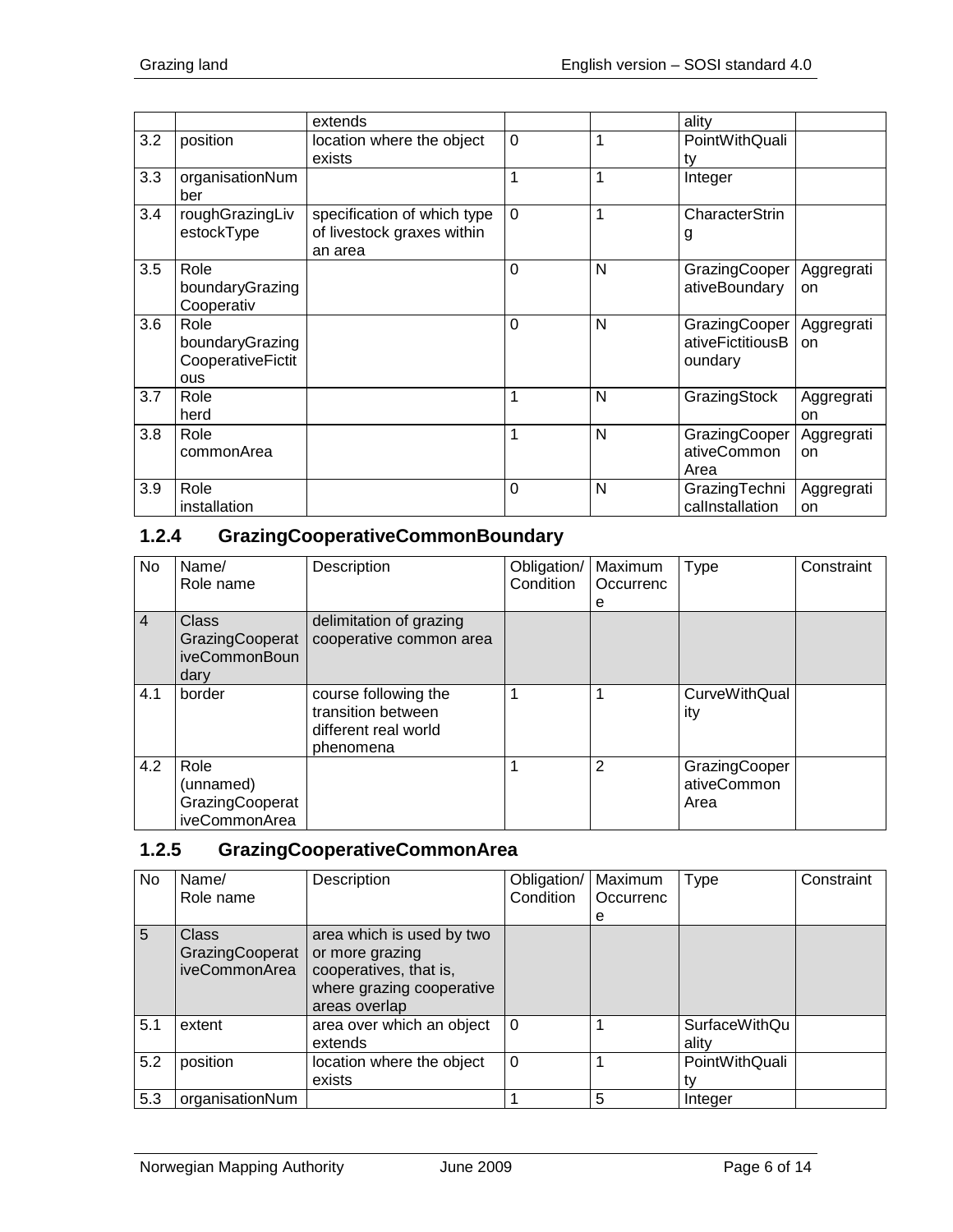| | | extends | | | ality | |
|---|---|---|---|---|---|---|
| 3.2 | position | location where the object exists | 0 | 1 | PointWithQuality | |
| 3.3 | organisationNumber | | 1 | 1 | Integer | |
| 3.4 | roughGrazingLivestockType | specification of which type of livestock graxes within an area | 0 | 1 | CharacterString | |
| 3.5 | Role boundaryGrazingCooperativ | | 0 | N | GrazingCooperativeBoundary | Aggregration |
| 3.6 | Role boundaryGrazingCooperativeFictitious | | 0 | N | GrazingCooperativeFictitiousBoundary | Aggregration |
| 3.7 | Role herd | | 1 | N | GrazingStock | Aggregration |
| 3.8 | Role commonArea | | 1 | N | GrazingCooperativeCommonArea | Aggregration |
| 3.9 | Role installation | | 0 | N | GrazingTechnicalInstallation | Aggregration |

### 1.2.4 GrazingCooperativeCommonBoundary

| No | Name/ Role name | Description | Obligation/ Condition | Maximum Occurrence | Type | Constraint |
|---|---|---|---|---|---|---|
| 4 | Class GrazingCooperativeCommonBoundary | delimitation of grazing cooperative common area | | | | |
| 4.1 | border | course following the transition between different real world phenomena | 1 | 1 | CurveWithQuality | |
| 4.2 | Role (unnamed) GrazingCooperativeCommonArea | | 1 | 2 | GrazingCooperativeCommonArea | |

### 1.2.5 GrazingCooperativeCommonArea

| No | Name/ Role name | Description | Obligation/ Condition | Maximum Occurrence | Type | Constraint |
|---|---|---|---|---|---|---|
| 5 | Class GrazingCooperativeCommonArea | area which is used by two or more grazing cooperatives, that is, where grazing cooperative areas overlap | | | | |
| 5.1 | extent | area over which an object extends | 0 | 1 | SurfaceWithQuality | |
| 5.2 | position | location where the object exists | 0 | 1 | PointWithQuality | |
| 5.3 | organisationNum | | 1 | 5 | Integer | |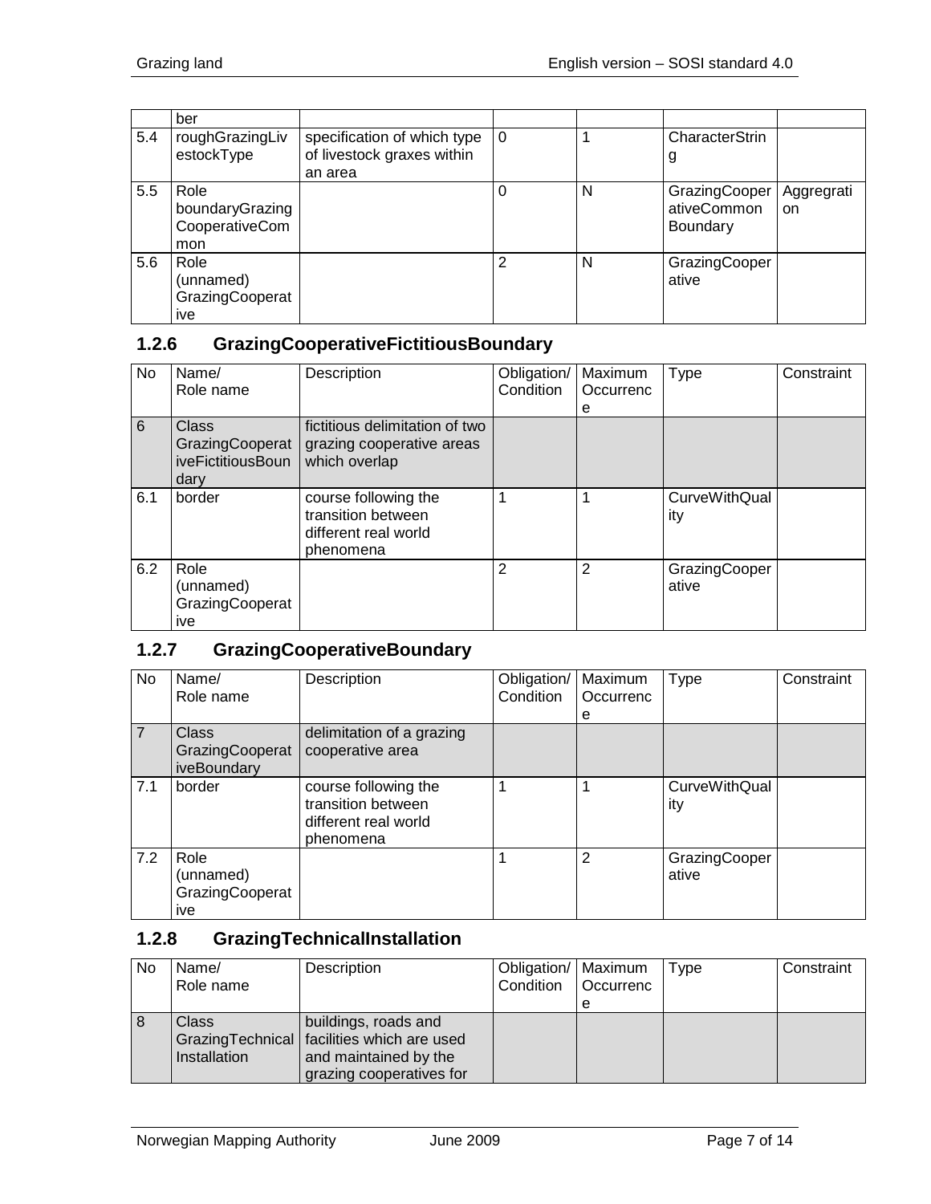| | ber | | | | | |
|---|---|---|---|---|---|---|
| 5.4 | roughGrazingLivestockType | specification of which type of livestock graxes within an area | 0 | 1 | CharacterString | |
| 5.5 | Role boundaryGrazingCooperativeCommon | | 0 | N | GrazingCooperativeCommonBoundary | Aggregration |
| 5.6 | Role (unnamed) GrazingCooperative | | 2 | N | GrazingCooperative | |

### 1.2.6 GrazingCooperativeFictitiousBoundary

| No | Name/ Role name | Description | Obligation/ Condition | Maximum Occurrence | Type | Constraint |
|---|---|---|---|---|---|---|
| 6 | Class GrazingCooperativeFictitiousBoundary | fictitious delimitation of two grazing cooperative areas which overlap | | | | |
| 6.1 | border | course following the transition between different real world phenomena | 1 | 1 | CurveWithQuality | |
| 6.2 | Role (unnamed) GrazingCooperative | | 2 | 2 | GrazingCooperative | |

### 1.2.7 GrazingCooperativeBoundary

| No | Name/ Role name | Description | Obligation/ Condition | Maximum Occurrence | Type | Constraint |
|---|---|---|---|---|---|---|
| 7 | Class GrazingCooperativeBoundary | delimitation of a grazing cooperative area | | | | |
| 7.1 | border | course following the transition between different real world phenomena | 1 | 1 | CurveWithQuality | |
| 7.2 | Role (unnamed) GrazingCooperative | | 1 | 2 | GrazingCooperative | |

### 1.2.8 GrazingTechnicalInstallation

| No | Name/ Role name | Description | Obligation/ Condition | Maximum Occurrence | Type | Constraint |
|---|---|---|---|---|---|---|
| 8 | Class GrazingTechnicalInstallation | buildings, roads and facilities which are used and maintained by the grazing cooperatives for | | | | |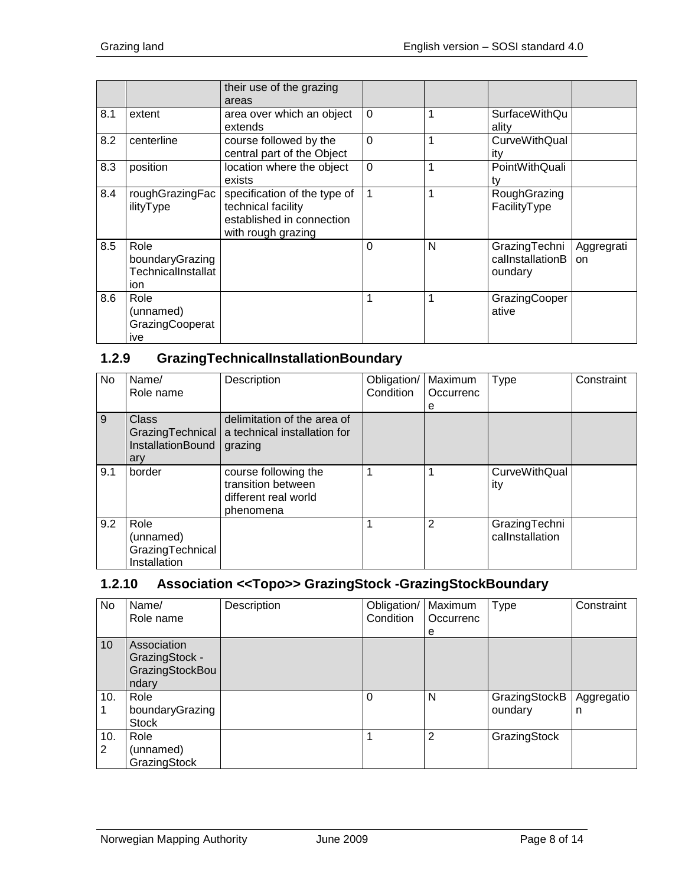| | | their use of the grazing areas | | | | |
|---|---|---|---|---|---|---|
| 8.1 | extent | area over which an object extends | 0 | 1 | SurfaceWithQuality | |
| 8.2 | centerline | course followed by the central part of the Object | 0 | 1 | CurveWithQuality | |
| 8.3 | position | location where the object exists | 0 | 1 | PointWithQuality | |
| 8.4 | roughGrazingFacilityType | specification of the type of technical facility established in connection with rough grazing | 1 | 1 | RoughGrazingFacilityType | |
| 8.5 | Role boundaryGrazingTechnicalInstallation | | 0 | N | GrazingTechnicalInstallationBoundary | Aggregation |
| 8.6 | Role (unnamed) GrazingCooperative | | 1 | 1 | GrazingCooperative | |

### 1.2.9 GrazingTechnicalInstallationBoundary

| No | Name/ Role name | Description | Obligation/ Condition | Maximum Occurrence | Type | Constraint |
|---|---|---|---|---|---|---|
| 9 | Class GrazingTechnicalInstallationBoundary | delimitation of the area of a technical installation for grazing | | | | |
| 9.1 | border | course following the transition between different real world phenomena | 1 | 1 | CurveWithQuality | |
| 9.2 | Role (unnamed) GrazingTechnicalInstallation | | 1 | 2 | GrazingTechnicalInstallation | |

### 1.2.10 Association <<Topo>> GrazingStock -GrazingStockBoundary

| No | Name/ Role name | Description | Obligation/ Condition | Maximum Occurrence | Type | Constraint |
|---|---|---|---|---|---|---|
| 10 | Association GrazingStock -GrazingStockBoundary | | | | | |
| 10.1 | Role boundaryGrazingStock | | 0 | N | GrazingStockBoundary | Aggregation |
| 10.2 | Role (unnamed) GrazingStock | | 1 | 2 | GrazingStock | |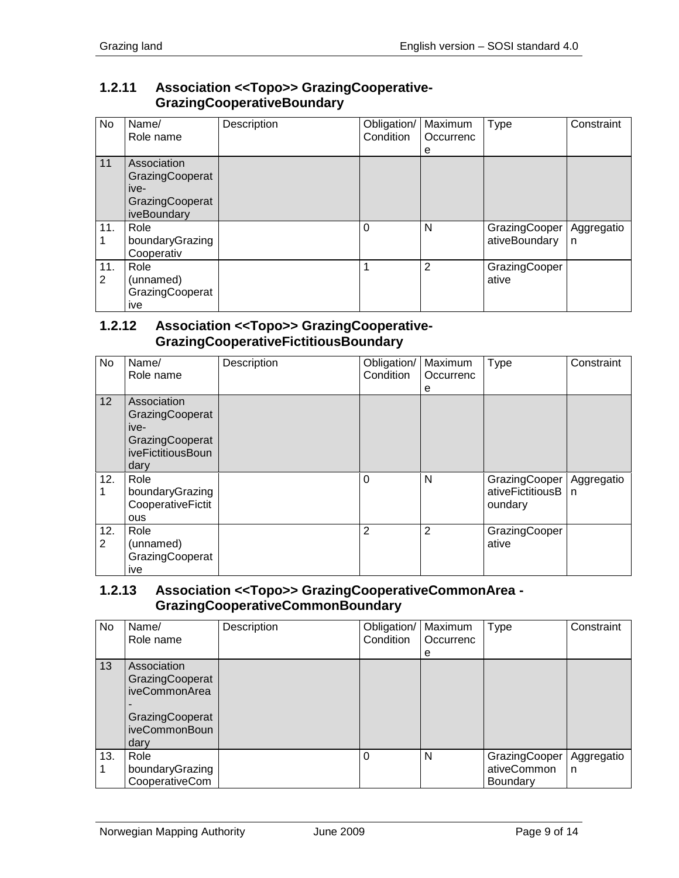### 1.2.11 Association <<Topo>> GrazingCooperative-GrazingCooperativeBoundary

| No | Name/<br>Role name | Description | Obligation/<br>Condition | Maximum<br>Occurrence | Type | Constraint |
|---|---|---|---|---|---|---|
| 11 | Association GrazingCooperative-GrazingCooperativeBoundary | | | | | |
| 11.1 | Role boundaryGrazingCooperativ | | 0 | N | GrazingCooperativeBoundary | Aggregation |
| 11.2 | Role (unnamed) GrazingCooperative | | 1 | 2 | GrazingCooperative | |

### 1.2.12 Association <<Topo>> GrazingCooperative-GrazingCooperativeFictitiousBoundary

| No | Name/<br>Role name | Description | Obligation/<br>Condition | Maximum<br>Occurrence | Type | Constraint |
|---|---|---|---|---|---|---|
| 12 | Association GrazingCooperative-GrazingCooperativeFictitiousBoundary | | | | | |
| 12.1 | Role boundaryGrazingCooperativeFictitious | | 0 | N | GrazingCooperativeFictitiousBoundary | Aggregation |
| 12.2 | Role (unnamed) GrazingCooperative | | 2 | 2 | GrazingCooperative | |

### 1.2.13 Association <<Topo>> GrazingCooperativeCommonArea - GrazingCooperativeCommonBoundary

| No | Name/<br>Role name | Description | Obligation/<br>Condition | Maximum<br>Occurrence | Type | Constraint |
|---|---|---|---|---|---|---|
| 13 | Association GrazingCooperativeCommonArea - GrazingCooperativeCommonBoundary | | | | | |
| 13.1 | Role boundaryGrazingCooperativeCom | | 0 | N | GrazingCooperativeCommonBoundary | Aggregation |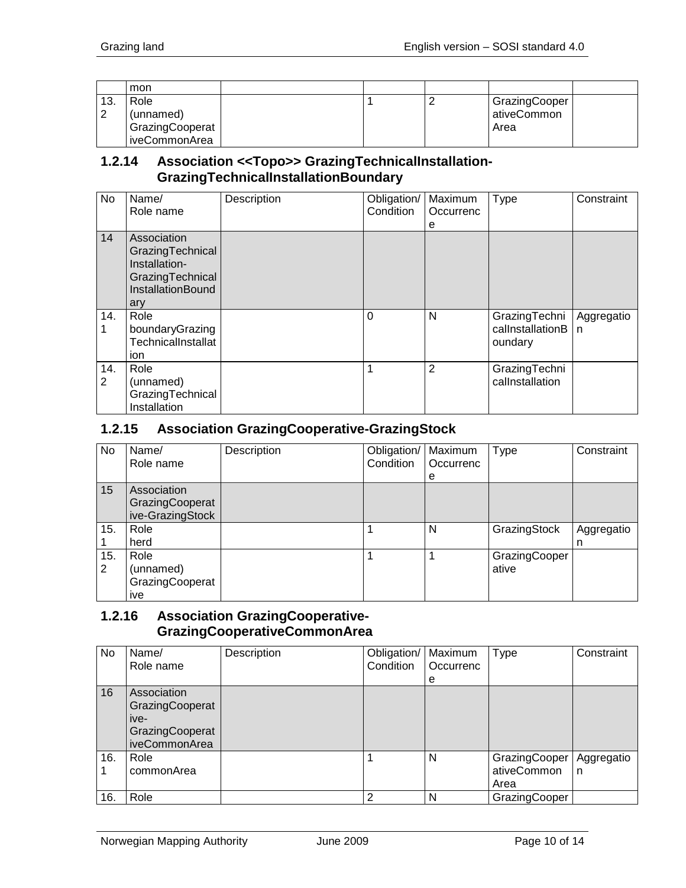| No | Name/ Role name | Description | Obligation/ Condition | Maximum Occurrence | Type | Constraint |
|---|---|---|---|---|---|---|
| | mon | | | | | |
| 13.2 | Role (unnamed) GrazingCooperativeCommonArea | | 1 | 2 | GrazingCooperativeCommonArea | |

### 1.2.14 Association <<Topo>> GrazingTechnicalInstallation-GrazingTechnicalInstallationBoundary

| No | Name/ Role name | Description | Obligation/ Condition | Maximum Occurrence | Type | Constraint |
|---|---|---|---|---|---|---|
| 14 | Association GrazingTechnicalInstallation-GrazingTechnicalInstallationBoundary | | | | | |
| 14.1 | Role boundaryGrazingTechnicalInstallation | | 0 | N | GrazingTechnicalInstallationBoundary | Aggregation |
| 14.2 | Role (unnamed) GrazingTechnicalInstallation | | 1 | 2 | GrazingTechnicalInstallation | |

### 1.2.15 Association GrazingCooperative-GrazingStock

| No | Name/ Role name | Description | Obligation/ Condition | Maximum Occurrence | Type | Constraint |
|---|---|---|---|---|---|---|
| 15 | Association GrazingCooperative-GrazingStock | | | | | |
| 15.1 | Role herd | | 1 | N | GrazingStock | Aggregation |
| 15.2 | Role (unnamed) GrazingCooperative | | 1 | 1 | GrazingCooperative | |

### 1.2.16 Association GrazingCooperative-GrazingCooperativeCommonArea

| No | Name/ Role name | Description | Obligation/ Condition | Maximum Occurrence | Type | Constraint |
|---|---|---|---|---|---|---|
| 16 | Association GrazingCooperative-GrazingCooperativeCommonArea | | | | | |
| 16.1 | Role commonArea | | 1 | N | GrazingCooperativeCommonArea | Aggregation |
| 16. | Role | | 2 | N | GrazingCooper | |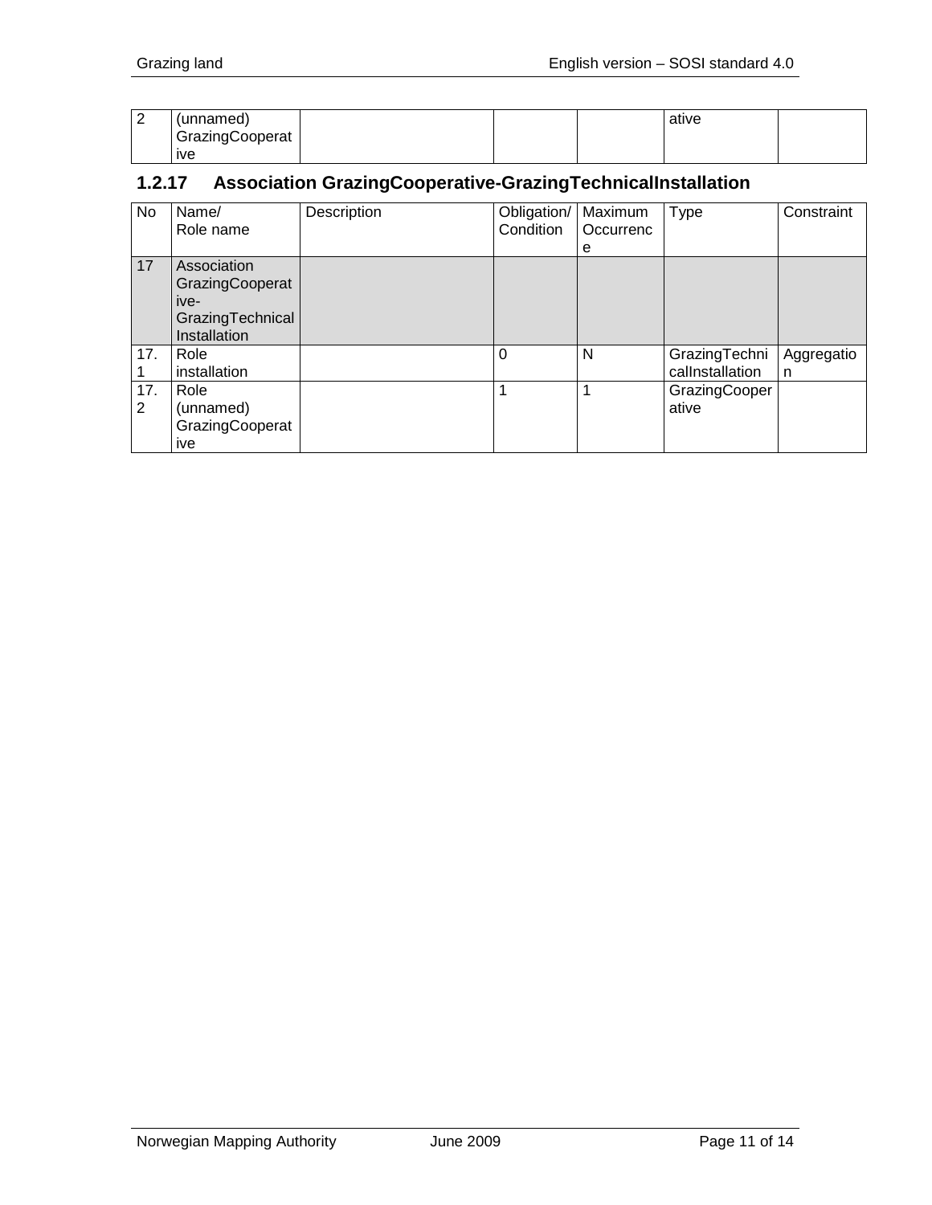| 2 | (unnamed) GrazingCooperative | | | | ative | |
|---|---|---|---|---|---|---|

### 1.2.17 Association GrazingCooperative-GrazingTechnicalInstallation

| No | Name/ Role name | Description | Obligation/ Condition | Maximum Occurrence | Type | Constraint |
|---|---|---|---|---|---|---|
| 17 | Association GrazingCooperative-GrazingTechnicalInstallation | | | | | |
| 17.1 | Role installation | | 0 | N | GrazingTechnicalInstallation | Aggregation |
| 17.2 | Role (unnamed) GrazingCooperative | | 1 | 1 | GrazingCooperative | |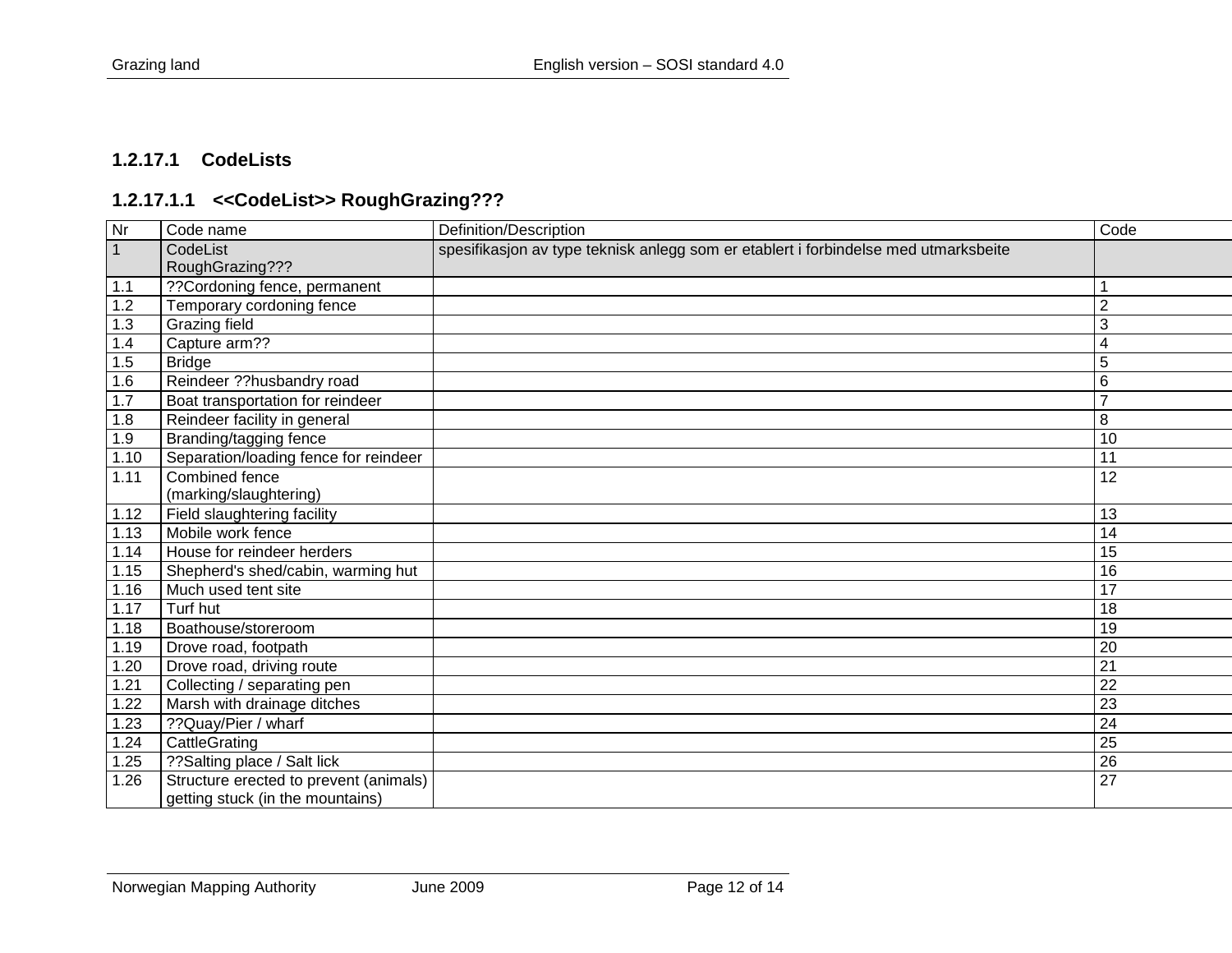### 1.2.17.1 CodeLists

#### 1.2.17.1.1 <<CodeList>> RoughGrazing???

| Nr | Code name | Definition/Description | Code |
|---|---|---|---|
| 1 | CodeList RoughGrazing??? | spesifikasjon av type teknisk anlegg som er etablert i forbindelse med utmarksbeite | |
| 1.1 | ??Cordoning fence, permanent | | 1 |
| 1.2 | Temporary cordoning fence | | 2 |
| 1.3 | Grazing field | | 3 |
| 1.4 | Capture arm?? | | 4 |
| 1.5 | Bridge | | 5 |
| 1.6 | Reindeer ??husbandry road | | 6 |
| 1.7 | Boat transportation for reindeer | | 7 |
| 1.8 | Reindeer facility in general | | 8 |
| 1.9 | Branding/tagging fence | | 10 |
| 1.10 | Separation/loading fence for reindeer | | 11 |
| 1.11 | Combined fence (marking/slaughtering) | | 12 |
| 1.12 | Field slaughtering facility | | 13 |
| 1.13 | Mobile work fence | | 14 |
| 1.14 | House for reindeer herders | | 15 |
| 1.15 | Shepherd's shed/cabin, warming hut | | 16 |
| 1.16 | Much used tent site | | 17 |
| 1.17 | Turf hut | | 18 |
| 1.18 | Boathouse/storeroom | | 19 |
| 1.19 | Drove road, footpath | | 20 |
| 1.20 | Drove road, driving route | | 21 |
| 1.21 | Collecting / separating pen | | 22 |
| 1.22 | Marsh with drainage ditches | | 23 |
| 1.23 | ??Quay/Pier / wharf | | 24 |
| 1.24 | CattleGrating | | 25 |
| 1.25 | ??Salting place / Salt lick | | 26 |
| 1.26 | Structure erected to prevent (animals) getting stuck (in the mountains) | | 27 |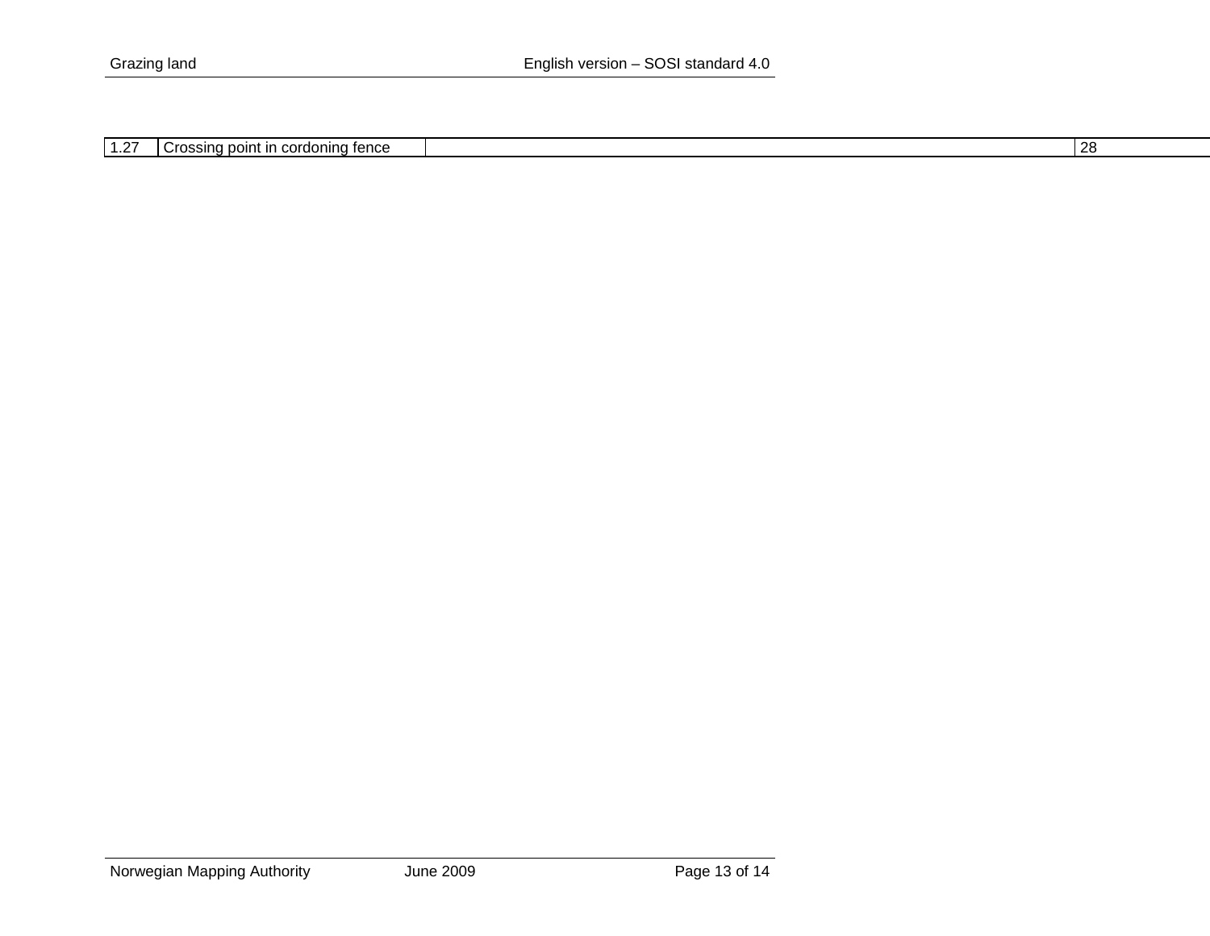| 1.27 | Crossing point in cordoning fence | | 28 |
|---|---|---|---|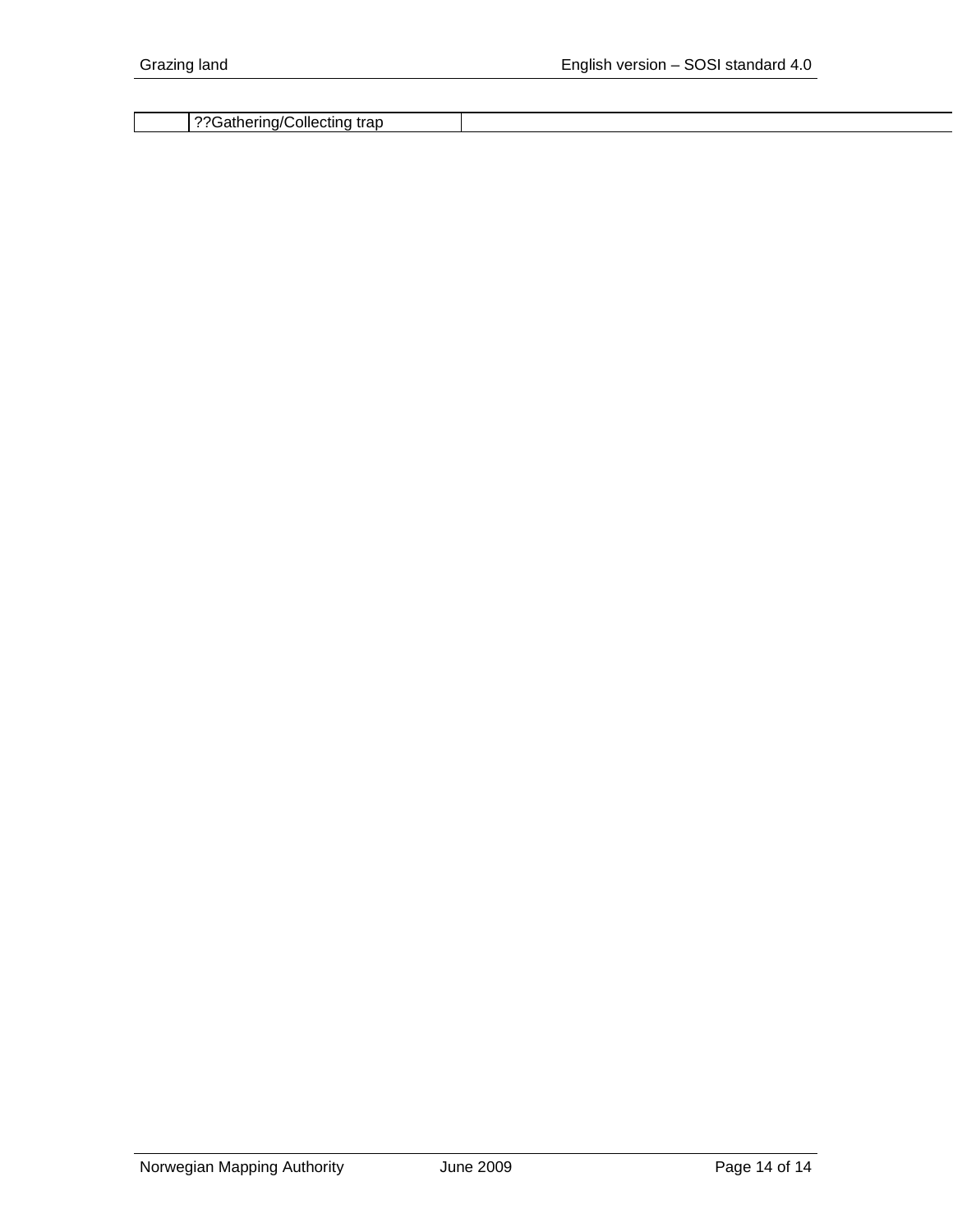| | | |
|---|---|---|
| | ??Gathering/Collecting trap | |